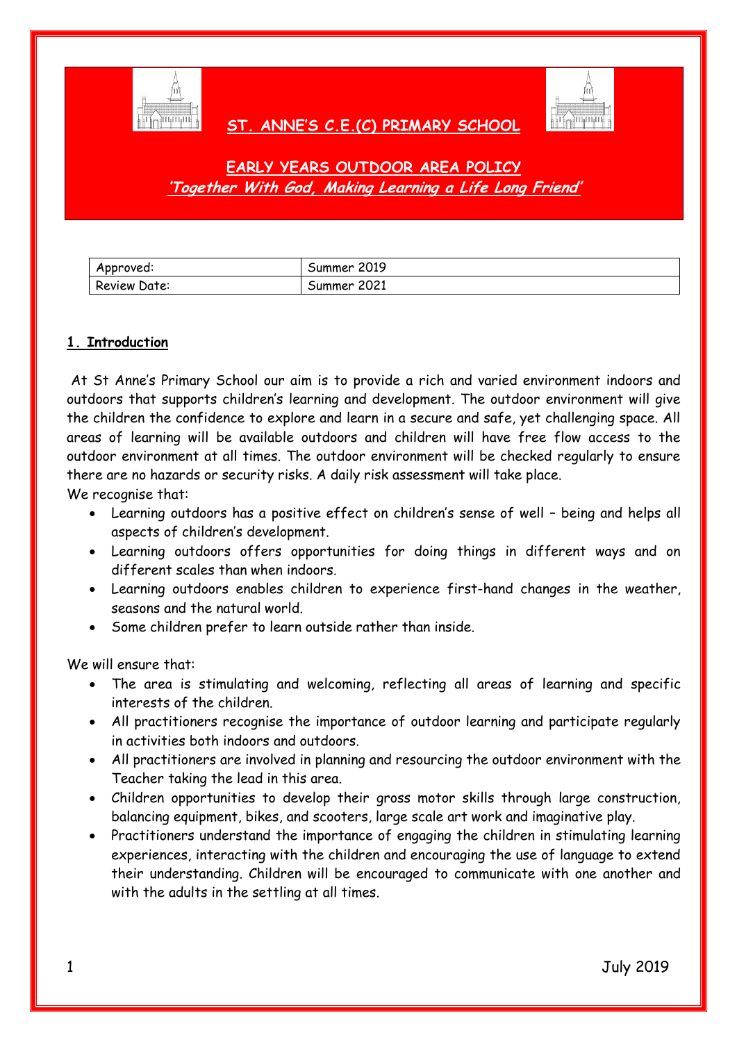# ST. ANNE'S C.E.(C) PRIMARY SCHOOL

## EARLY YEARS OUTDOOR AREA POLICY

*'Together With God, Making Learning a Life Long Friend'*

| Approved: | Summer 2019 |
|---|---|
| Review Date: | Summer 2021 |

### 1. Introduction

At St Anne's Primary School our aim is to provide a rich and varied environment indoors and outdoors that supports children's learning and development. The outdoor environment will give the children the confidence to explore and learn in a secure and safe, yet challenging space. All areas of learning will be available outdoors and children will have free flow access to the outdoor environment at all times. The outdoor environment will be checked regularly to ensure there are no hazards or security risks. A daily risk assessment will take place.

We recognise that:

- Learning outdoors has a positive effect on children's sense of well – being and helps all aspects of children's development.
- Learning outdoors offers opportunities for doing things in different ways and on different scales than when indoors.
- Learning outdoors enables children to experience first-hand changes in the weather, seasons and the natural world.
- Some children prefer to learn outside rather than inside.

We will ensure that:

- The area is stimulating and welcoming, reflecting all areas of learning and specific interests of the children.
- All practitioners recognise the importance of outdoor learning and participate regularly in activities both indoors and outdoors.
- All practitioners are involved in planning and resourcing the outdoor environment with the Teacher taking the lead in this area.
- Children opportunities to develop their gross motor skills through large construction, balancing equipment, bikes, and scooters, large scale art work and imaginative play.
- Practitioners understand the importance of engaging the children in stimulating learning experiences, interacting with the children and encouraging the use of language to extend their understanding. Children will be encouraged to communicate with one another and with the adults in the settling at all times.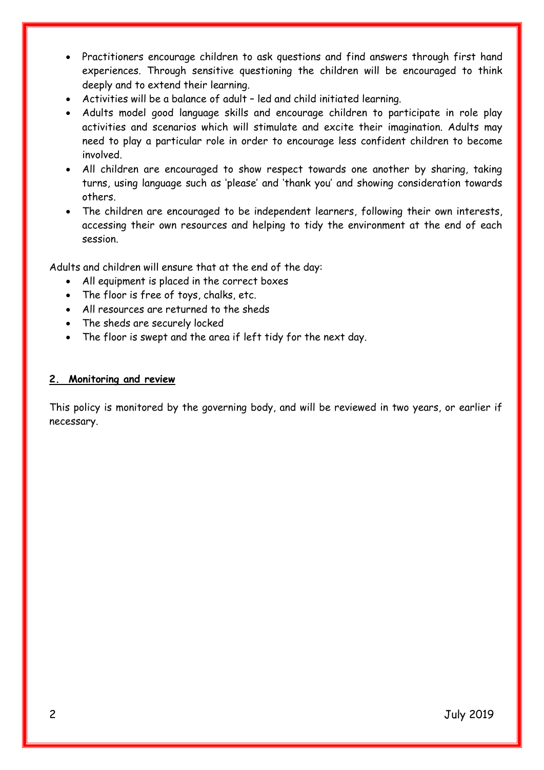- Practitioners encourage children to ask questions and find answers through first hand experiences. Through sensitive questioning the children will be encouraged to think deeply and to extend their learning.
- Activities will be a balance of adult – led and child initiated learning.
- Adults model good language skills and encourage children to participate in role play activities and scenarios which will stimulate and excite their imagination. Adults may need to play a particular role in order to encourage less confident children to become involved.
- All children are encouraged to show respect towards one another by sharing, taking turns, using language such as 'please' and 'thank you' and showing consideration towards others.
- The children are encouraged to be independent learners, following their own interests, accessing their own resources and helping to tidy the environment at the end of each session.

Adults and children will ensure that at the end of the day:

- All equipment is placed in the correct boxes
- The floor is free of toys, chalks, etc.
- All resources are returned to the sheds
- The sheds are securely locked
- The floor is swept and the area if left tidy for the next day.

## 2. Monitoring and review

This policy is monitored by the governing body, and will be reviewed in two years, or earlier if necessary.